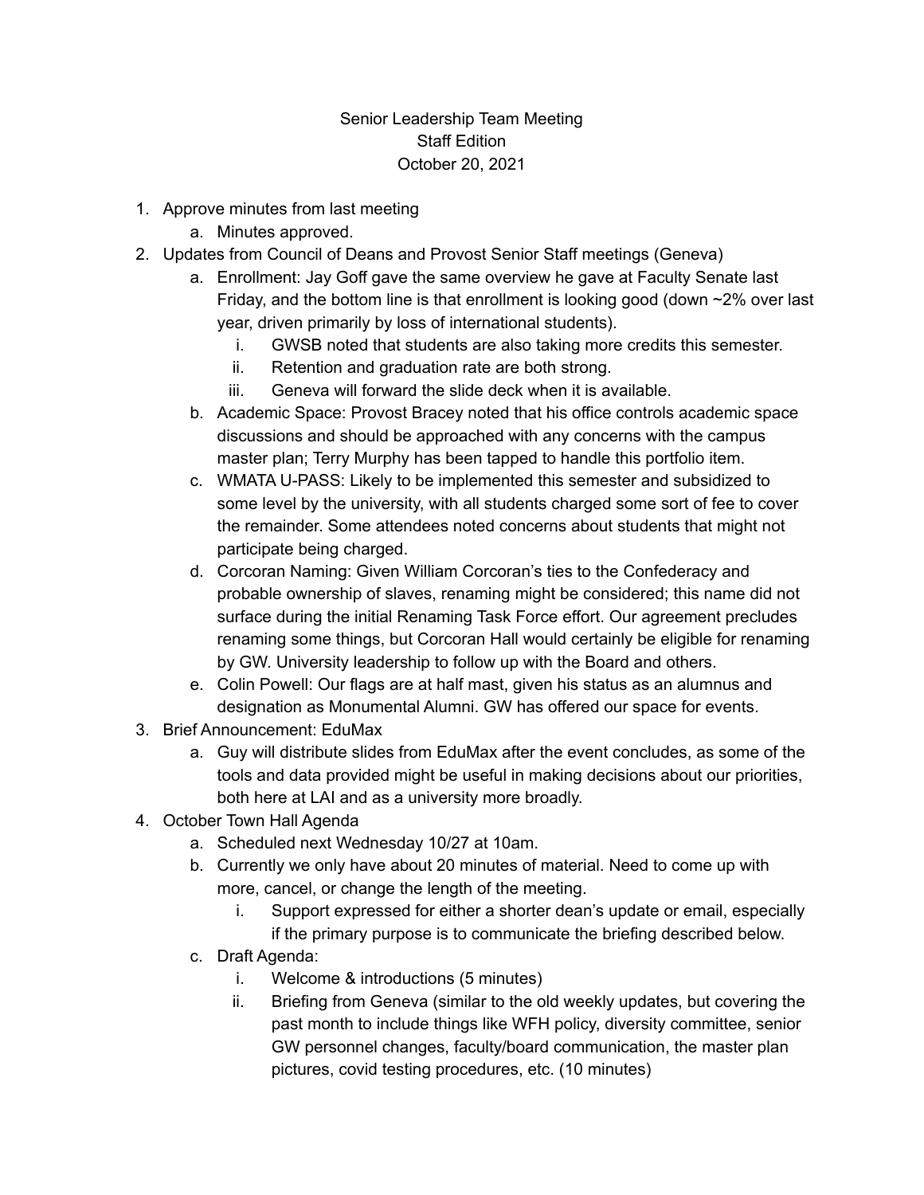Senior Leadership Team Meeting
Staff Edition
October 20, 2021

1. Approve minutes from last meeting
   a. Minutes approved.
2. Updates from Council of Deans and Provost Senior Staff meetings (Geneva)
   a. Enrollment: Jay Goff gave the same overview he gave at Faculty Senate last Friday, and the bottom line is that enrollment is looking good (down ~2% over last year, driven primarily by loss of international students).
      i. GWSB noted that students are also taking more credits this semester.
      ii. Retention and graduation rate are both strong.
      iii. Geneva will forward the slide deck when it is available.
   b. Academic Space: Provost Bracey noted that his office controls academic space discussions and should be approached with any concerns with the campus master plan; Terry Murphy has been tapped to handle this portfolio item.
   c. WMATA U-PASS: Likely to be implemented this semester and subsidized to some level by the university, with all students charged some sort of fee to cover the remainder. Some attendees noted concerns about students that might not participate being charged.
   d. Corcoran Naming: Given William Corcoran's ties to the Confederacy and probable ownership of slaves, renaming might be considered; this name did not surface during the initial Renaming Task Force effort. Our agreement precludes renaming some things, but Corcoran Hall would certainly be eligible for renaming by GW. University leadership to follow up with the Board and others.
   e. Colin Powell: Our flags are at half mast, given his status as an alumnus and designation as Monumental Alumni. GW has offered our space for events.
3. Brief Announcement: EduMax
   a. Guy will distribute slides from EduMax after the event concludes, as some of the tools and data provided might be useful in making decisions about our priorities, both here at LAI and as a university more broadly.
4. October Town Hall Agenda
   a. Scheduled next Wednesday 10/27 at 10am.
   b. Currently we only have about 20 minutes of material. Need to come up with more, cancel, or change the length of the meeting.
      i. Support expressed for either a shorter dean's update or email, especially if the primary purpose is to communicate the briefing described below.
   c. Draft Agenda:
      i. Welcome & introductions (5 minutes)
      ii. Briefing from Geneva (similar to the old weekly updates, but covering the past month to include things like WFH policy, diversity committee, senior GW personnel changes, faculty/board communication, the master plan pictures, covid testing procedures, etc. (10 minutes)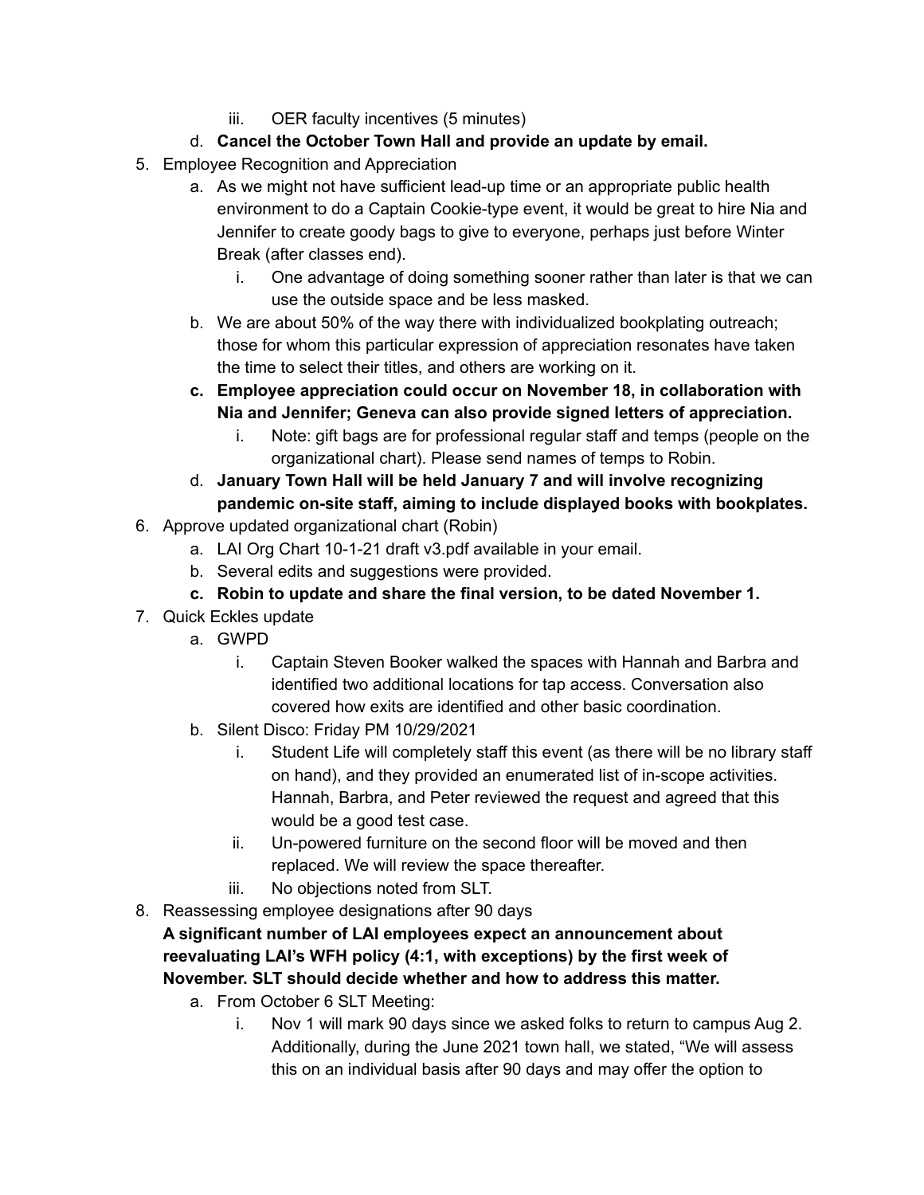iii. OER faculty incentives (5 minutes)
    d. **Cancel the October Town Hall and provide an update by email.**

5. Employee Recognition and Appreciation
    a. As we might not have sufficient lead-up time or an appropriate public health environment to do a Captain Cookie-type event, it would be great to hire Nia and Jennifer to create goody bags to give to everyone, perhaps just before Winter Break (after classes end).
        i. One advantage of doing something sooner rather than later is that we can use the outside space and be less masked.
    b. We are about 50% of the way there with individualized bookplating outreach; those for whom this particular expression of appreciation resonates have taken the time to select their titles, and others are working on it.
    c. **Employee appreciation could occur on November 18, in collaboration with Nia and Jennifer; Geneva can also provide signed letters of appreciation.**
        i. Note: gift bags are for professional regular staff and temps (people on the organizational chart). Please send names of temps to Robin.
    d. **January Town Hall will be held January 7 and will involve recognizing pandemic on-site staff, aiming to include displayed books with bookplates.**

6. Approve updated organizational chart (Robin)
    a. LAI Org Chart 10-1-21 draft v3.pdf available in your email.
    b. Several edits and suggestions were provided.
    c. **Robin to update and share the final version, to be dated November 1.**

7. Quick Eckles update
    a. GWPD
        i. Captain Steven Booker walked the spaces with Hannah and Barbra and identified two additional locations for tap access. Conversation also covered how exits are identified and other basic coordination.
    b. Silent Disco: Friday PM 10/29/2021
        i. Student Life will completely staff this event (as there will be no library staff on hand), and they provided an enumerated list of in-scope activities. Hannah, Barbra, and Peter reviewed the request and agreed that this would be a good test case.
        ii. Un-powered furniture on the second floor will be moved and then replaced. We will review the space thereafter.
        iii. No objections noted from SLT.

8. Reassessing employee designations after 90 days
   **A significant number of LAI employees expect an announcement about reevaluating LAI's WFH policy (4:1, with exceptions) by the first week of November. SLT should decide whether and how to address this matter.**
    a. From October 6 SLT Meeting:
        i. Nov 1 will mark 90 days since we asked folks to return to campus Aug 2. Additionally, during the June 2021 town hall, we stated, "We will assess this on an individual basis after 90 days and may offer the option to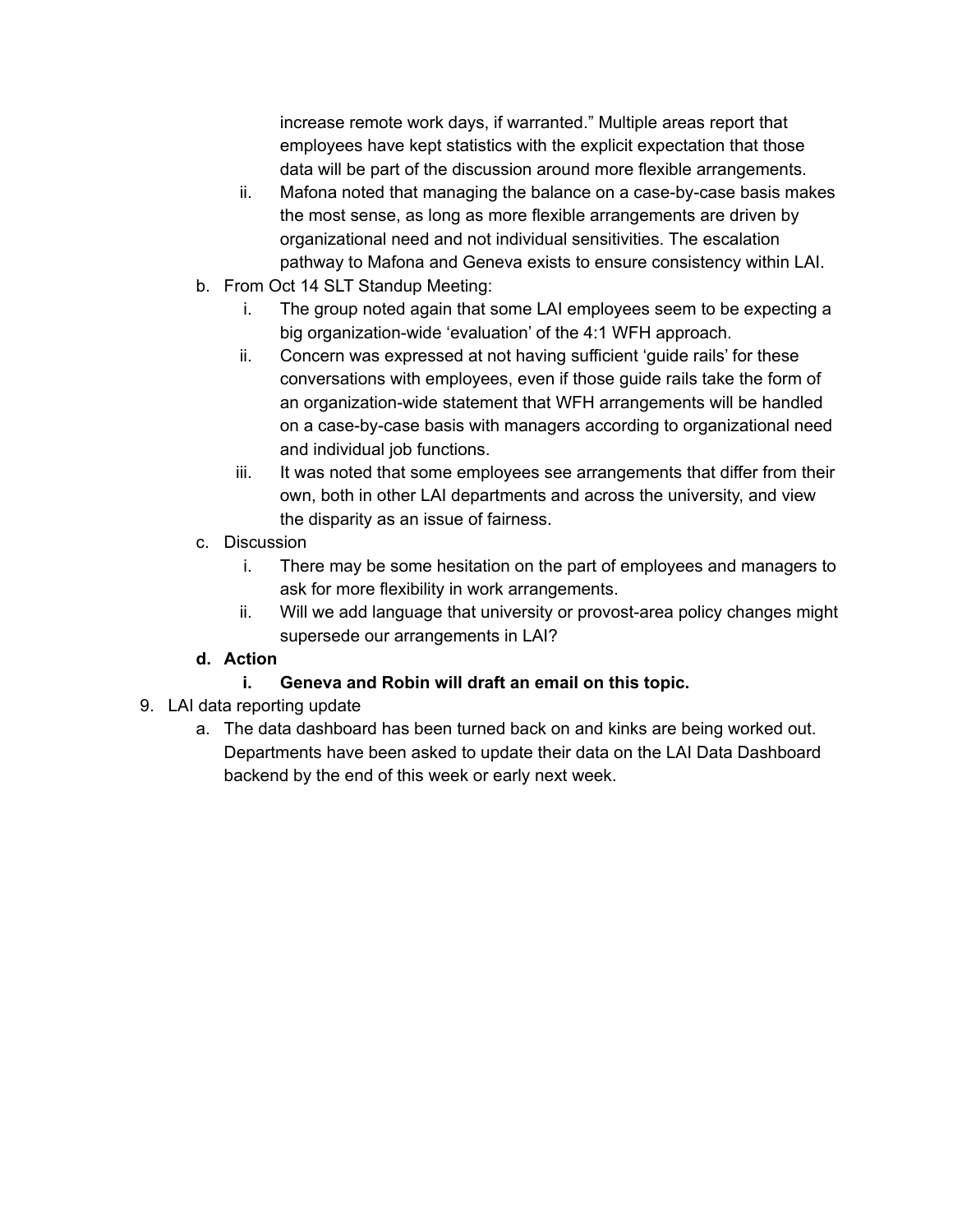increase remote work days, if warranted." Multiple areas report that employees have kept statistics with the explicit expectation that those data will be part of the discussion around more flexible arrangements.

    ii. Mafona noted that managing the balance on a case-by-case basis makes the most sense, as long as more flexible arrangements are driven by organizational need and not individual sensitivities. The escalation pathway to Mafona and Geneva exists to ensure consistency within LAI.

  b. From Oct 14 SLT Standup Meeting:

    i. The group noted again that some LAI employees seem to be expecting a big organization-wide 'evaluation' of the 4:1 WFH approach.

    ii. Concern was expressed at not having sufficient 'guide rails' for these conversations with employees, even if those guide rails take the form of an organization-wide statement that WFH arrangements will be handled on a case-by-case basis with managers according to organizational need and individual job functions.

    iii. It was noted that some employees see arrangements that differ from their own, both in other LAI departments and across the university, and view the disparity as an issue of fairness.

  c. Discussion

    i. There may be some hesitation on the part of employees and managers to ask for more flexibility in work arrangements.

    ii. Will we add language that university or provost-area policy changes might supersede our arrangements in LAI?

  **d. Action**

    **i. Geneva and Robin will draft an email on this topic.**

9. LAI data reporting update

  a. The data dashboard has been turned back on and kinks are being worked out. Departments have been asked to update their data on the LAI Data Dashboard backend by the end of this week or early next week.